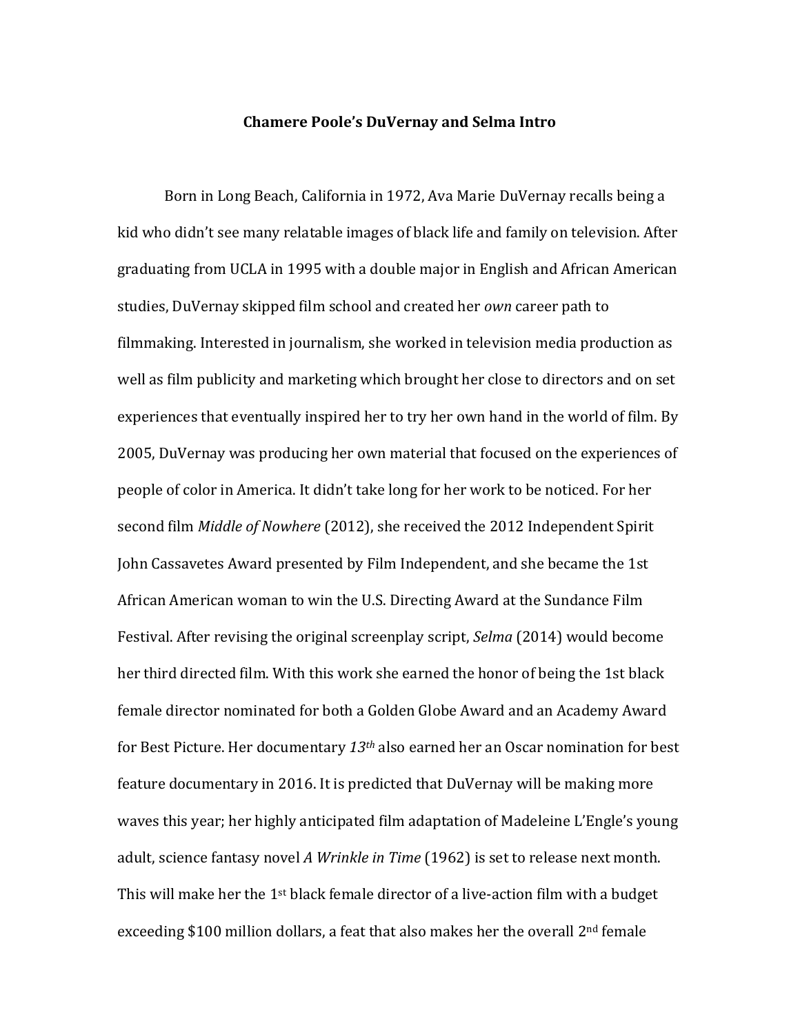**Chamere Poole's DuVernay and Selma Intro**

Born in Long Beach, California in 1972, Ava Marie DuVernay recalls being a kid who didn't see many relatable images of black life and family on television. After graduating from UCLA in 1995 with a double major in English and African American studies, DuVernay skipped film school and created her *own* career path to filmmaking. Interested in journalism, she worked in television media production as well as film publicity and marketing which brought her close to directors and on set experiences that eventually inspired her to try her own hand in the world of film. By 2005, DuVernay was producing her own material that focused on the experiences of people of color in America. It didn't take long for her work to be noticed. For her second film *Middle of Nowhere* (2012), she received the 2012 Independent Spirit John Cassavetes Award presented by Film Independent, and she became the 1st African American woman to win the U.S. Directing Award at the Sundance Film Festival. After revising the original screenplay script, *Selma* (2014) would become her third directed film. With this work she earned the honor of being the 1st black female director nominated for both a Golden Globe Award and an Academy Award for Best Picture. Her documentary *13th* also earned her an Oscar nomination for best feature documentary in 2016. It is predicted that DuVernay will be making more waves this year; her highly anticipated film adaptation of Madeleine L'Engle's young adult, science fantasy novel *A Wrinkle in Time* (1962) is set to release next month. This will make her the 1st black female director of a live-action film with a budget exceeding $100 million dollars, a feat that also makes her the overall 2nd female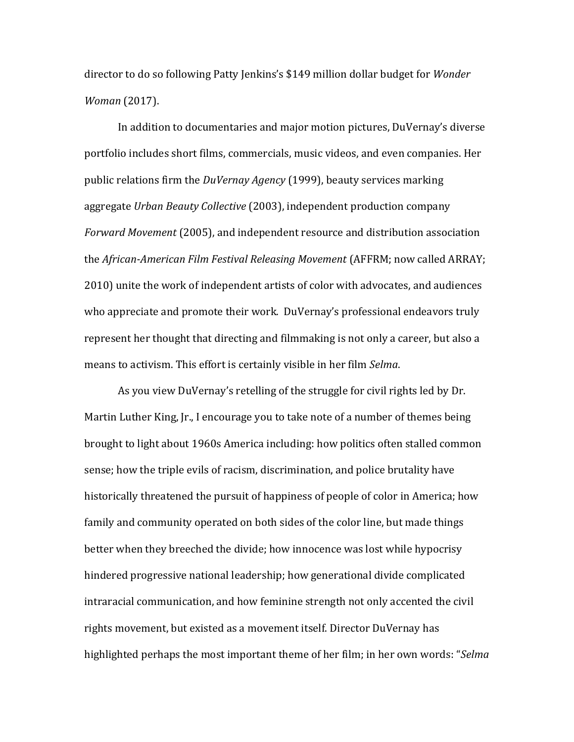director to do so following Patty Jenkins's $149 million dollar budget for *Wonder Woman* (2017).

In addition to documentaries and major motion pictures, DuVernay's diverse portfolio includes short films, commercials, music videos, and even companies. Her public relations firm the *DuVernay Agency* (1999), beauty services marking aggregate *Urban Beauty Collective* (2003), independent production company *Forward Movement* (2005), and independent resource and distribution association the *African-American Film Festival Releasing Movement* (AFFRM; now called ARRAY; 2010) unite the work of independent artists of color with advocates, and audiences who appreciate and promote their work. DuVernay's professional endeavors truly represent her thought that directing and filmmaking is not only a career, but also a means to activism. This effort is certainly visible in her film *Selma*.

As you view DuVernay's retelling of the struggle for civil rights led by Dr. Martin Luther King, Jr., I encourage you to take note of a number of themes being brought to light about 1960s America including: how politics often stalled common sense; how the triple evils of racism, discrimination, and police brutality have historically threatened the pursuit of happiness of people of color in America; how family and community operated on both sides of the color line, but made things better when they breeched the divide; how innocence was lost while hypocrisy hindered progressive national leadership; how generational divide complicated intraracial communication, and how feminine strength not only accented the civil rights movement, but existed as a movement itself. Director DuVernay has highlighted perhaps the most important theme of her film; in her own words: "*Selma*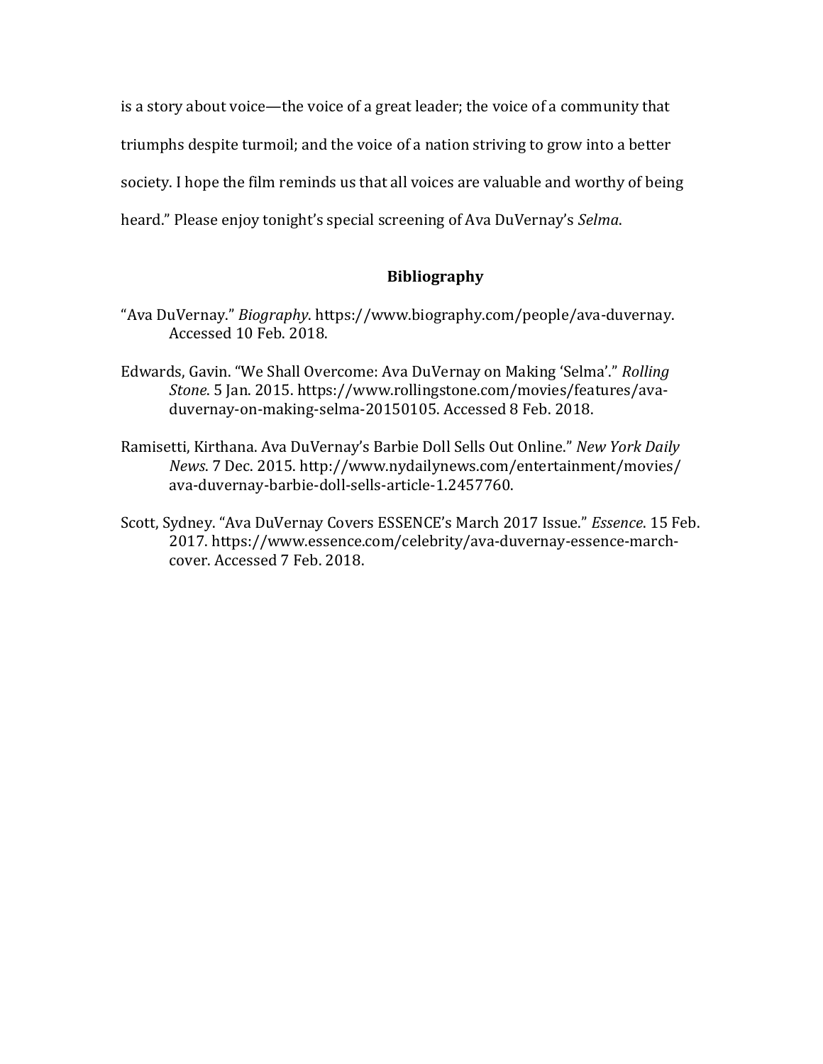is a story about voice—the voice of a great leader; the voice of a community that triumphs despite turmoil; and the voice of a nation striving to grow into a better society. I hope the film reminds us that all voices are valuable and worthy of being heard." Please enjoy tonight's special screening of Ava DuVernay's *Selma*.

## Bibliography

"Ava DuVernay." *Biography*. https://www.biography.com/people/ava-duvernay. Accessed 10 Feb. 2018.

Edwards, Gavin. "We Shall Overcome: Ava DuVernay on Making 'Selma'." *Rolling Stone*. 5 Jan. 2015. https://www.rollingstone.com/movies/features/ava-duvernay-on-making-selma-20150105. Accessed 8 Feb. 2018.

Ramisetti, Kirthana. Ava DuVernay's Barbie Doll Sells Out Online." *New York Daily News*. 7 Dec. 2015. http://www.nydailynews.com/entertainment/movies/ava-duvernay-barbie-doll-sells-article-1.2457760.

Scott, Sydney. "Ava DuVernay Covers ESSENCE's March 2017 Issue." *Essence*. 15 Feb. 2017. https://www.essence.com/celebrity/ava-duvernay-essence-march-cover. Accessed 7 Feb. 2018.